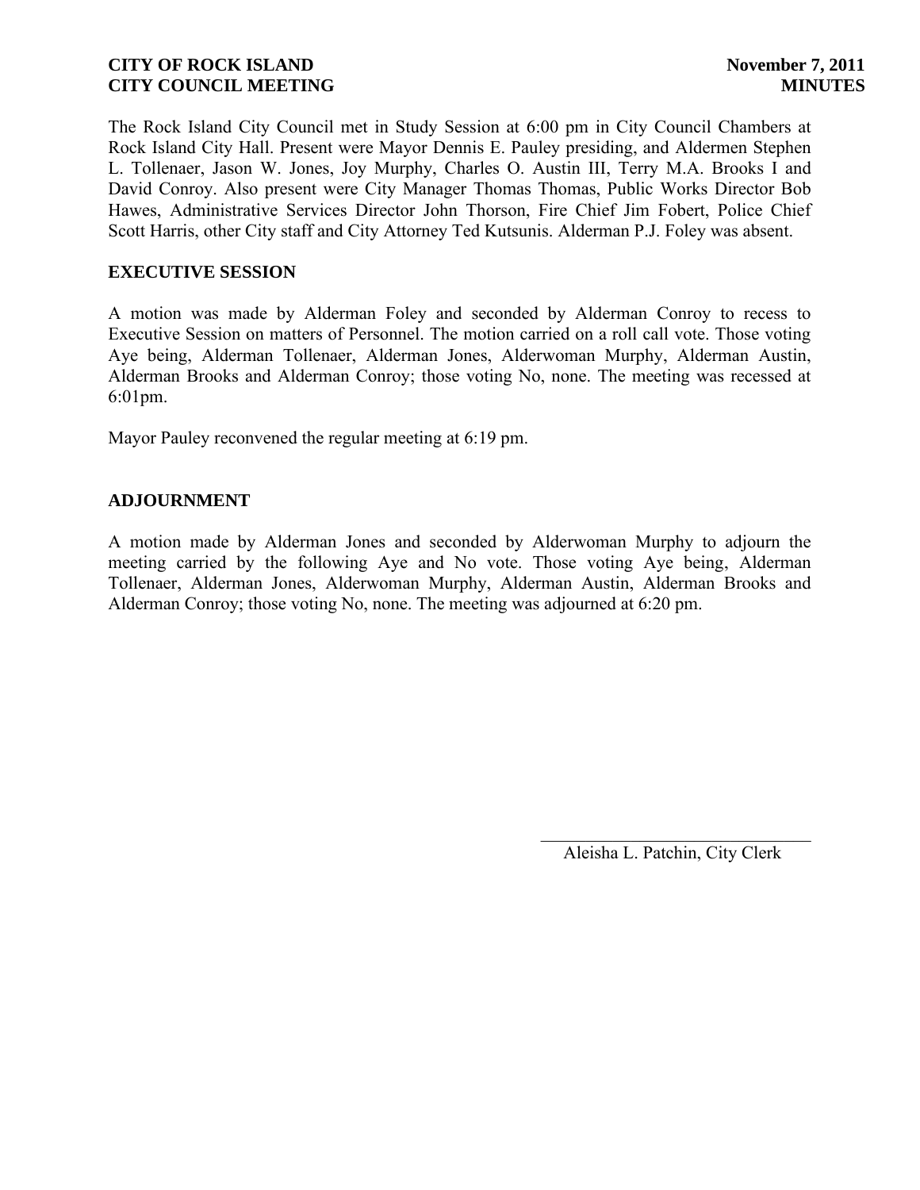**CITY OF ROCK ISLAND** **November 7, 2011**
**CITY COUNCIL MEETING** **MINUTES**

The Rock Island City Council met in Study Session at 6:00 pm in City Council Chambers at Rock Island City Hall. Present were Mayor Dennis E. Pauley presiding, and Aldermen Stephen L. Tollenaer, Jason W. Jones, Joy Murphy, Charles O. Austin III, Terry M.A. Brooks I and David Conroy. Also present were City Manager Thomas Thomas, Public Works Director Bob Hawes, Administrative Services Director John Thorson, Fire Chief Jim Fobert, Police Chief Scott Harris, other City staff and City Attorney Ted Kutsunis. Alderman P.J. Foley was absent.

## EXECUTIVE SESSION

A motion was made by Alderman Foley and seconded by Alderman Conroy to recess to Executive Session on matters of Personnel. The motion carried on a roll call vote. Those voting Aye being, Alderman Tollenaer, Alderman Jones, Alderwoman Murphy, Alderman Austin, Alderman Brooks and Alderman Conroy; those voting No, none. The meeting was recessed at 6:01pm.

Mayor Pauley reconvened the regular meeting at 6:19 pm.

## ADJOURNMENT

A motion made by Alderman Jones and seconded by Alderwoman Murphy to adjourn the meeting carried by the following Aye and No vote. Those voting Aye being, Alderman Tollenaer, Alderman Jones, Alderwoman Murphy, Alderman Austin, Alderman Brooks and Alderman Conroy; those voting No, none. The meeting was adjourned at 6:20 pm.

\_\_\_\_\_\_\_\_\_\_\_\_\_\_\_\_\_\_\_\_\_\_\_\_\_\_\_\_\_\_\_\_
Aleisha L. Patchin, City Clerk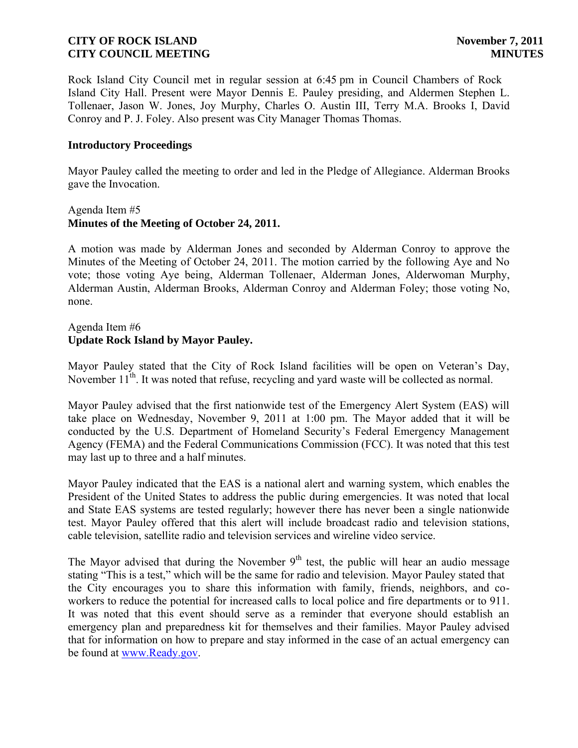Rock Island City Council met in regular session at 6:45 pm in Council Chambers of Rock Island City Hall. Present were Mayor Dennis E. Pauley presiding, and Aldermen Stephen L. Tollenaer, Jason W. Jones, Joy Murphy, Charles O. Austin III, Terry M.A. Brooks I, David Conroy and P. J. Foley. Also present was City Manager Thomas Thomas.

**Introductory Proceedings**

Mayor Pauley called the meeting to order and led in the Pledge of Allegiance. Alderman Brooks gave the Invocation.

Agenda Item #5
**Minutes of the Meeting of October 24, 2011.**

A motion was made by Alderman Jones and seconded by Alderman Conroy to approve the Minutes of the Meeting of October 24, 2011. The motion carried by the following Aye and No vote; those voting Aye being, Alderman Tollenaer, Alderman Jones, Alderwoman Murphy, Alderman Austin, Alderman Brooks, Alderman Conroy and Alderman Foley; those voting No, none.

Agenda Item #6
**Update Rock Island by Mayor Pauley.**

Mayor Pauley stated that the City of Rock Island facilities will be open on Veteran's Day, November 11th. It was noted that refuse, recycling and yard waste will be collected as normal.

Mayor Pauley advised that the first nationwide test of the Emergency Alert System (EAS) will take place on Wednesday, November 9, 2011 at 1:00 pm. The Mayor added that it will be conducted by the U.S. Department of Homeland Security's Federal Emergency Management Agency (FEMA) and the Federal Communications Commission (FCC). It was noted that this test may last up to three and a half minutes.

Mayor Pauley indicated that the EAS is a national alert and warning system, which enables the President of the United States to address the public during emergencies. It was noted that local and State EAS systems are tested regularly; however there has never been a single nationwide test. Mayor Pauley offered that this alert will include broadcast radio and television stations, cable television, satellite radio and television services and wireline video service.

The Mayor advised that during the November 9th test, the public will hear an audio message stating "This is a test," which will be the same for radio and television. Mayor Pauley stated that the City encourages you to share this information with family, friends, neighbors, and co-workers to reduce the potential for increased calls to local police and fire departments or to 911. It was noted that this event should serve as a reminder that everyone should establish an emergency plan and preparedness kit for themselves and their families. Mayor Pauley advised that for information on how to prepare and stay informed in the case of an actual emergency can be found at [www.Ready.gov](http://www.Ready.gov).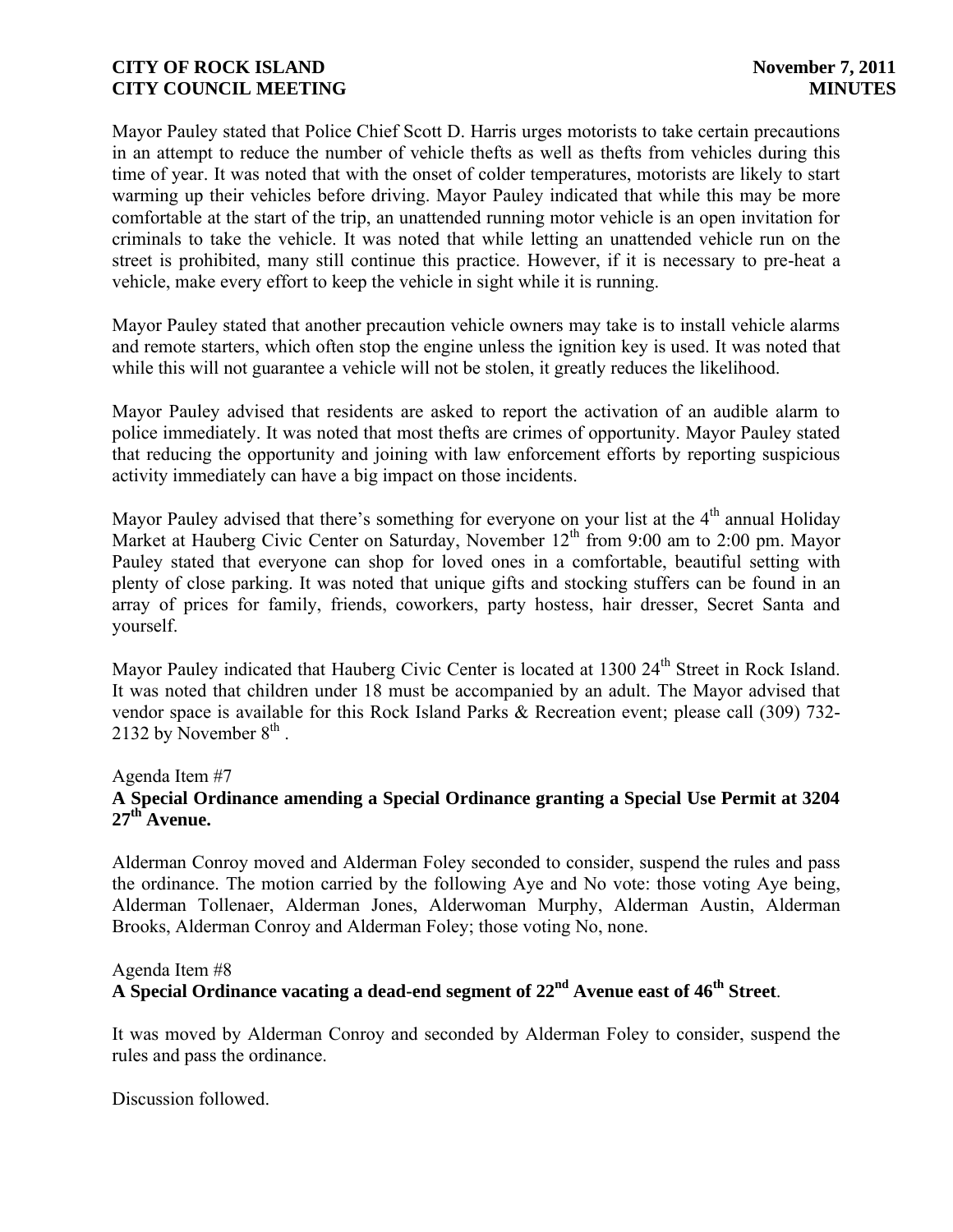Mayor Pauley stated that Police Chief Scott D. Harris urges motorists to take certain precautions in an attempt to reduce the number of vehicle thefts as well as thefts from vehicles during this time of year. It was noted that with the onset of colder temperatures, motorists are likely to start warming up their vehicles before driving. Mayor Pauley indicated that while this may be more comfortable at the start of the trip, an unattended running motor vehicle is an open invitation for criminals to take the vehicle. It was noted that while letting an unattended vehicle run on the street is prohibited, many still continue this practice. However, if it is necessary to pre-heat a vehicle, make every effort to keep the vehicle in sight while it is running.

Mayor Pauley stated that another precaution vehicle owners may take is to install vehicle alarms and remote starters, which often stop the engine unless the ignition key is used. It was noted that while this will not guarantee a vehicle will not be stolen, it greatly reduces the likelihood.

Mayor Pauley advised that residents are asked to report the activation of an audible alarm to police immediately. It was noted that most thefts are crimes of opportunity. Mayor Pauley stated that reducing the opportunity and joining with law enforcement efforts by reporting suspicious activity immediately can have a big impact on those incidents.

Mayor Pauley advised that there's something for everyone on your list at the 4th annual Holiday Market at Hauberg Civic Center on Saturday, November 12th from 9:00 am to 2:00 pm. Mayor Pauley stated that everyone can shop for loved ones in a comfortable, beautiful setting with plenty of close parking. It was noted that unique gifts and stocking stuffers can be found in an array of prices for family, friends, coworkers, party hostess, hair dresser, Secret Santa and yourself.

Mayor Pauley indicated that Hauberg Civic Center is located at 1300 24th Street in Rock Island. It was noted that children under 18 must be accompanied by an adult. The Mayor advised that vendor space is available for this Rock Island Parks & Recreation event; please call (309) 732-2132 by November 8th .

Agenda Item #7
**A Special Ordinance amending a Special Ordinance granting a Special Use Permit at 3204 27th Avenue.**

Alderman Conroy moved and Alderman Foley seconded to consider, suspend the rules and pass the ordinance. The motion carried by the following Aye and No vote: those voting Aye being, Alderman Tollenaer, Alderman Jones, Alderwoman Murphy, Alderman Austin, Alderman Brooks, Alderman Conroy and Alderman Foley; those voting No, none.

Agenda Item #8
**A Special Ordinance vacating a dead-end segment of 22nd Avenue east of 46th Street**.

It was moved by Alderman Conroy and seconded by Alderman Foley to consider, suspend the rules and pass the ordinance.

Discussion followed.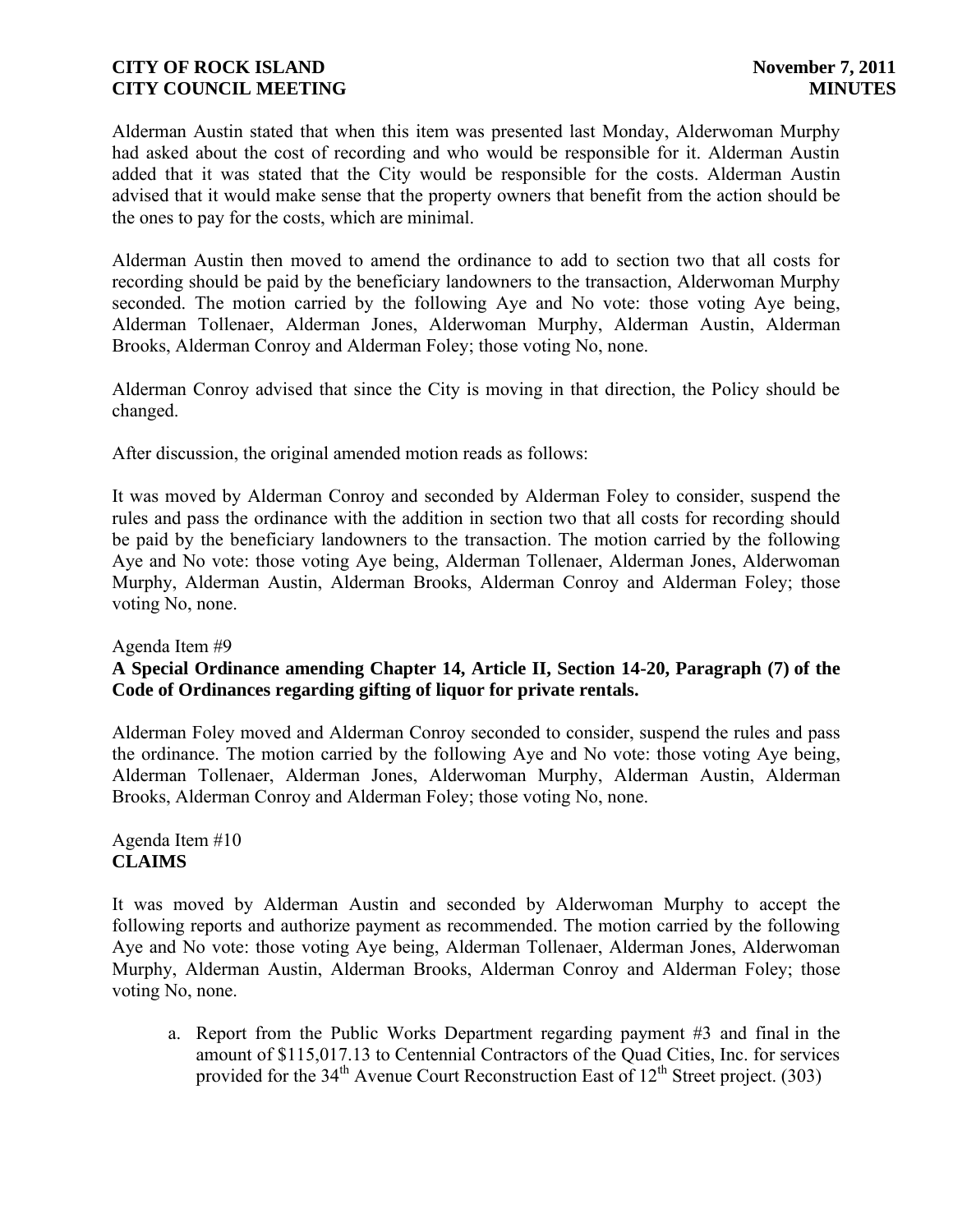Alderman Austin stated that when this item was presented last Monday, Alderwoman Murphy had asked about the cost of recording and who would be responsible for it. Alderman Austin added that it was stated that the City would be responsible for the costs. Alderman Austin advised that it would make sense that the property owners that benefit from the action should be the ones to pay for the costs, which are minimal.

Alderman Austin then moved to amend the ordinance to add to section two that all costs for recording should be paid by the beneficiary landowners to the transaction, Alderwoman Murphy seconded. The motion carried by the following Aye and No vote: those voting Aye being, Alderman Tollenaer, Alderman Jones, Alderwoman Murphy, Alderman Austin, Alderman Brooks, Alderman Conroy and Alderman Foley; those voting No, none.

Alderman Conroy advised that since the City is moving in that direction, the Policy should be changed.

After discussion, the original amended motion reads as follows:

It was moved by Alderman Conroy and seconded by Alderman Foley to consider, suspend the rules and pass the ordinance with the addition in section two that all costs for recording should be paid by the beneficiary landowners to the transaction. The motion carried by the following Aye and No vote: those voting Aye being, Alderman Tollenaer, Alderman Jones, Alderwoman Murphy, Alderman Austin, Alderman Brooks, Alderman Conroy and Alderman Foley; those voting No, none.

Agenda Item #9

**A Special Ordinance amending Chapter 14, Article II, Section 14-20, Paragraph (7) of the Code of Ordinances regarding gifting of liquor for private rentals.**

Alderman Foley moved and Alderman Conroy seconded to consider, suspend the rules and pass the ordinance. The motion carried by the following Aye and No vote: those voting Aye being, Alderman Tollenaer, Alderman Jones, Alderwoman Murphy, Alderman Austin, Alderman Brooks, Alderman Conroy and Alderman Foley; those voting No, none.

Agenda Item #10

**CLAIMS**

It was moved by Alderman Austin and seconded by Alderwoman Murphy to accept the following reports and authorize payment as recommended. The motion carried by the following Aye and No vote: those voting Aye being, Alderman Tollenaer, Alderman Jones, Alderwoman Murphy, Alderman Austin, Alderman Brooks, Alderman Conroy and Alderman Foley; those voting No, none.

a. Report from the Public Works Department regarding payment #3 and final in the amount of $115,017.13 to Centennial Contractors of the Quad Cities, Inc. for services provided for the 34th Avenue Court Reconstruction East of 12th Street project. (303)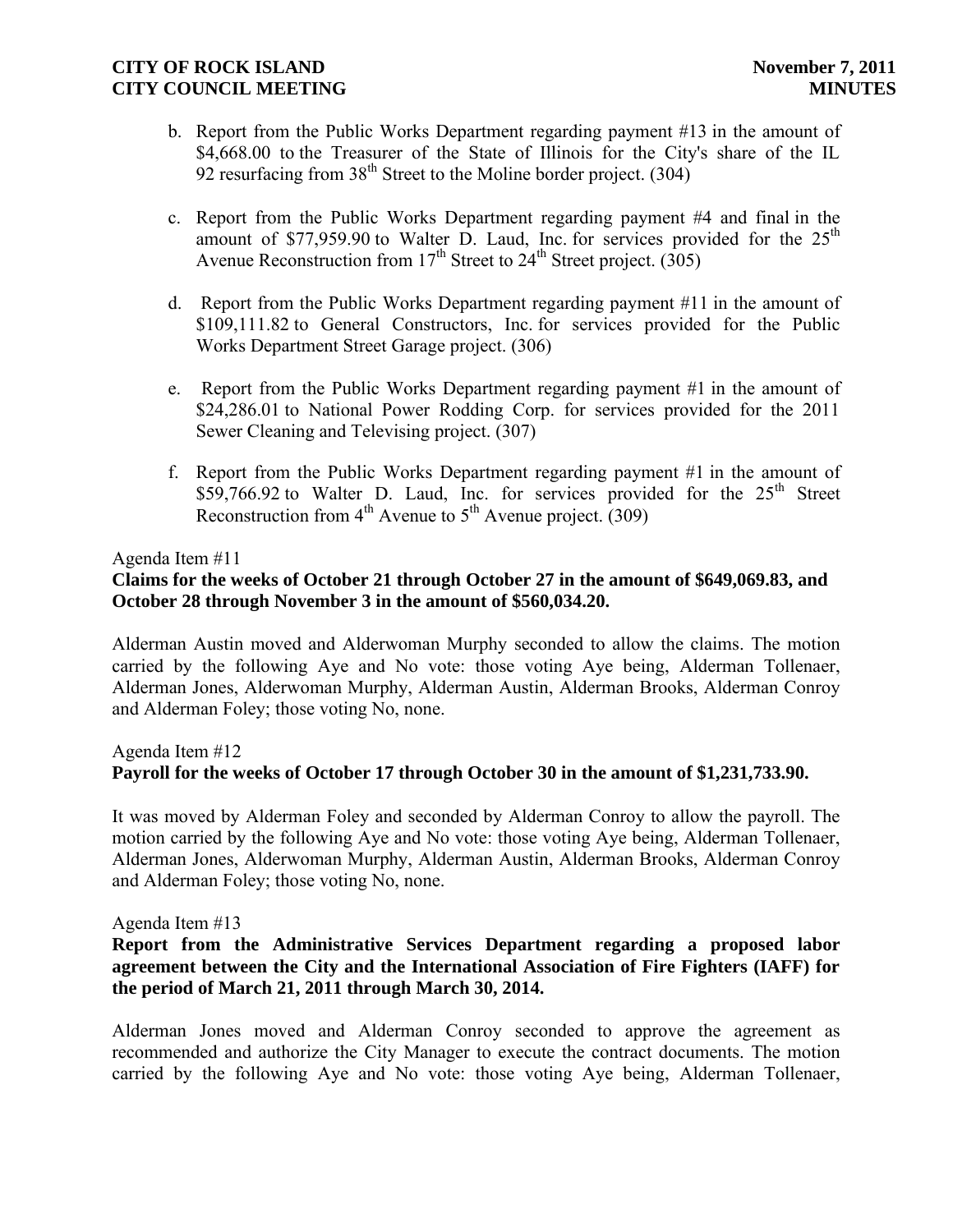b. Report from the Public Works Department regarding payment #13 in the amount of $4,668.00 to the Treasurer of the State of Illinois for the City's share of the IL 92 resurfacing from 38th Street to the Moline border project. (304)

c. Report from the Public Works Department regarding payment #4 and final in the amount of $77,959.90 to Walter D. Laud, Inc. for services provided for the 25th Avenue Reconstruction from 17th Street to 24th Street project. (305)

d. Report from the Public Works Department regarding payment #11 in the amount of $109,111.82 to General Constructors, Inc. for services provided for the Public Works Department Street Garage project. (306)

e. Report from the Public Works Department regarding payment #1 in the amount of $24,286.01 to National Power Rodding Corp. for services provided for the 2011 Sewer Cleaning and Televising project. (307)

f. Report from the Public Works Department regarding payment #1 in the amount of $59,766.92 to Walter D. Laud, Inc. for services provided for the 25th Street Reconstruction from 4th Avenue to 5th Avenue project. (309)

Agenda Item #11

**Claims for the weeks of October 21 through October 27 in the amount of $649,069.83, and October 28 through November 3 in the amount of $560,034.20.**

Alderman Austin moved and Alderwoman Murphy seconded to allow the claims. The motion carried by the following Aye and No vote: those voting Aye being, Alderman Tollenaer, Alderman Jones, Alderwoman Murphy, Alderman Austin, Alderman Brooks, Alderman Conroy and Alderman Foley; those voting No, none.

Agenda Item #12

**Payroll for the weeks of October 17 through October 30 in the amount of $1,231,733.90.**

It was moved by Alderman Foley and seconded by Alderman Conroy to allow the payroll. The motion carried by the following Aye and No vote: those voting Aye being, Alderman Tollenaer, Alderman Jones, Alderwoman Murphy, Alderman Austin, Alderman Brooks, Alderman Conroy and Alderman Foley; those voting No, none.

Agenda Item #13

**Report from the Administrative Services Department regarding a proposed labor agreement between the City and the International Association of Fire Fighters (IAFF) for the period of March 21, 2011 through March 30, 2014.**

Alderman Jones moved and Alderman Conroy seconded to approve the agreement as recommended and authorize the City Manager to execute the contract documents. The motion carried by the following Aye and No vote: those voting Aye being, Alderman Tollenaer,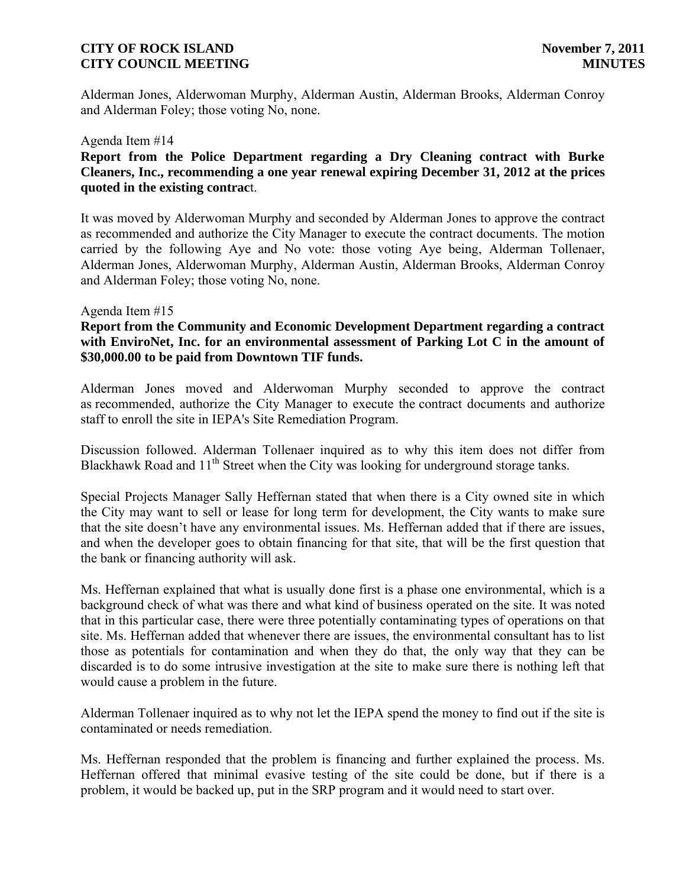Alderman Jones, Alderwoman Murphy, Alderman Austin, Alderman Brooks, Alderman Conroy and Alderman Foley; those voting No, none.

Agenda Item #14

**Report from the Police Department regarding a Dry Cleaning contract with Burke Cleaners, Inc., recommending a one year renewal expiring December 31, 2012 at the prices quoted in the existing contrac**t.

It was moved by Alderwoman Murphy and seconded by Alderman Jones to approve the contract as recommended and authorize the City Manager to execute the contract documents. The motion carried by the following Aye and No vote: those voting Aye being, Alderman Tollenaer, Alderman Jones, Alderwoman Murphy, Alderman Austin, Alderman Brooks, Alderman Conroy and Alderman Foley; those voting No, none.

Agenda Item #15

**Report from the Community and Economic Development Department regarding a contract with EnviroNet, Inc. for an environmental assessment of Parking Lot C in the amount of $30,000.00 to be paid from Downtown TIF funds.**

Alderman Jones moved and Alderwoman Murphy seconded to approve the contract as recommended, authorize the City Manager to execute the contract documents and authorize staff to enroll the site in IEPA's Site Remediation Program.

Discussion followed. Alderman Tollenaer inquired as to why this item does not differ from Blackhawk Road and 11th Street when the City was looking for underground storage tanks.

Special Projects Manager Sally Heffernan stated that when there is a City owned site in which the City may want to sell or lease for long term for development, the City wants to make sure that the site doesn't have any environmental issues. Ms. Heffernan added that if there are issues, and when the developer goes to obtain financing for that site, that will be the first question that the bank or financing authority will ask.

Ms. Heffernan explained that what is usually done first is a phase one environmental, which is a background check of what was there and what kind of business operated on the site. It was noted that in this particular case, there were three potentially contaminating types of operations on that site. Ms. Heffernan added that whenever there are issues, the environmental consultant has to list those as potentials for contamination and when they do that, the only way that they can be discarded is to do some intrusive investigation at the site to make sure there is nothing left that would cause a problem in the future.

Alderman Tollenaer inquired as to why not let the IEPA spend the money to find out if the site is contaminated or needs remediation.

Ms. Heffernan responded that the problem is financing and further explained the process. Ms. Heffernan offered that minimal evasive testing of the site could be done, but if there is a problem, it would be backed up, put in the SRP program and it would need to start over.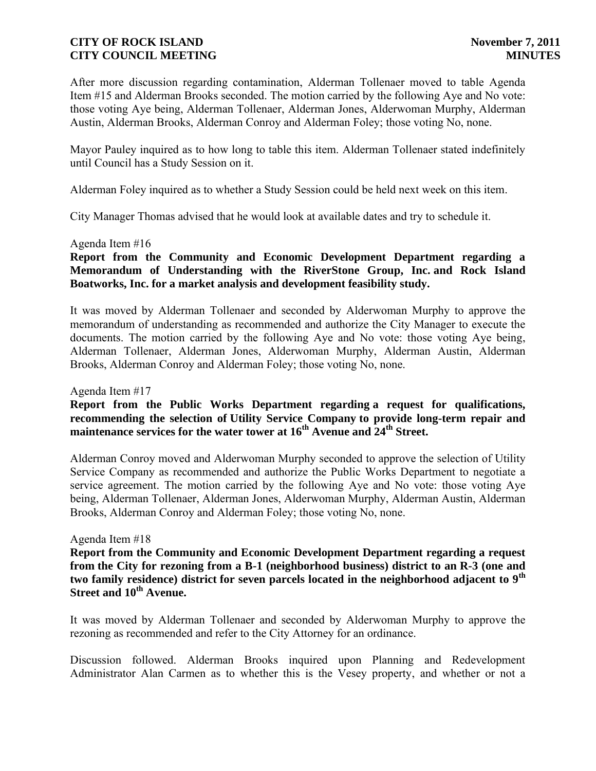After more discussion regarding contamination, Alderman Tollenaer moved to table Agenda Item #15 and Alderman Brooks seconded. The motion carried by the following Aye and No vote: those voting Aye being, Alderman Tollenaer, Alderman Jones, Alderwoman Murphy, Alderman Austin, Alderman Brooks, Alderman Conroy and Alderman Foley; those voting No, none.

Mayor Pauley inquired as to how long to table this item. Alderman Tollenaer stated indefinitely until Council has a Study Session on it.

Alderman Foley inquired as to whether a Study Session could be held next week on this item.

City Manager Thomas advised that he would look at available dates and try to schedule it.

Agenda Item #16

**Report from the Community and Economic Development Department regarding a Memorandum of Understanding with the RiverStone Group, Inc. and Rock Island Boatworks, Inc. for a market analysis and development feasibility study.**

It was moved by Alderman Tollenaer and seconded by Alderwoman Murphy to approve the memorandum of understanding as recommended and authorize the City Manager to execute the documents. The motion carried by the following Aye and No vote: those voting Aye being, Alderman Tollenaer, Alderman Jones, Alderwoman Murphy, Alderman Austin, Alderman Brooks, Alderman Conroy and Alderman Foley; those voting No, none.

Agenda Item #17

**Report from the Public Works Department regarding a request for qualifications, recommending the selection of Utility Service Company to provide long-term repair and maintenance services for the water tower at 16th Avenue and 24th Street.**

Alderman Conroy moved and Alderwoman Murphy seconded to approve the selection of Utility Service Company as recommended and authorize the Public Works Department to negotiate a service agreement. The motion carried by the following Aye and No vote: those voting Aye being, Alderman Tollenaer, Alderman Jones, Alderwoman Murphy, Alderman Austin, Alderman Brooks, Alderman Conroy and Alderman Foley; those voting No, none.

Agenda Item #18

**Report from the Community and Economic Development Department regarding a request from the City for rezoning from a B-1 (neighborhood business) district to an R-3 (one and two family residence) district for seven parcels located in the neighborhood adjacent to 9th Street and 10th Avenue.**

It was moved by Alderman Tollenaer and seconded by Alderwoman Murphy to approve the rezoning as recommended and refer to the City Attorney for an ordinance.

Discussion followed. Alderman Brooks inquired upon Planning and Redevelopment Administrator Alan Carmen as to whether this is the Vesey property, and whether or not a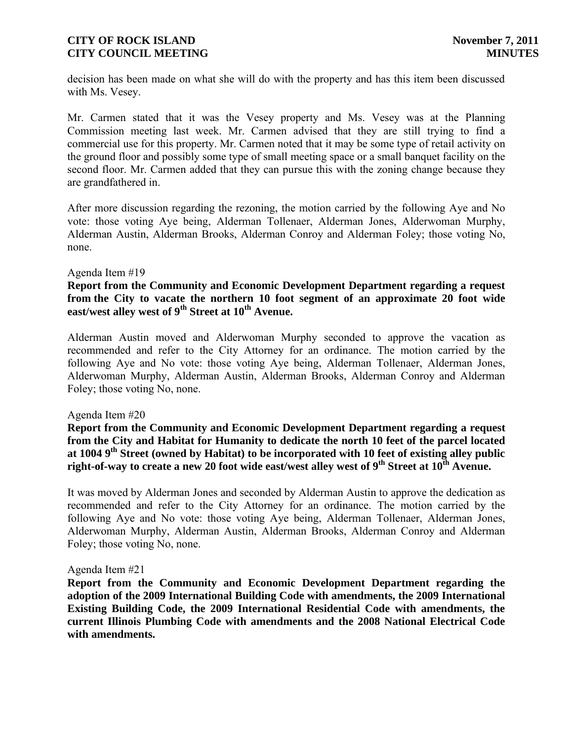decision has been made on what she will do with the property and has this item been discussed with Ms. Vesey.

Mr. Carmen stated that it was the Vesey property and Ms. Vesey was at the Planning Commission meeting last week. Mr. Carmen advised that they are still trying to find a commercial use for this property. Mr. Carmen noted that it may be some type of retail activity on the ground floor and possibly some type of small meeting space or a small banquet facility on the second floor. Mr. Carmen added that they can pursue this with the zoning change because they are grandfathered in.

After more discussion regarding the rezoning, the motion carried by the following Aye and No vote: those voting Aye being, Alderman Tollenaer, Alderman Jones, Alderwoman Murphy, Alderman Austin, Alderman Brooks, Alderman Conroy and Alderman Foley; those voting No, none.

Agenda Item #19

**Report from the Community and Economic Development Department regarding a request from the City to vacate the northern 10 foot segment of an approximate 20 foot wide east/west alley west of 9th Street at 10th Avenue.**

Alderman Austin moved and Alderwoman Murphy seconded to approve the vacation as recommended and refer to the City Attorney for an ordinance. The motion carried by the following Aye and No vote: those voting Aye being, Alderman Tollenaer, Alderman Jones, Alderwoman Murphy, Alderman Austin, Alderman Brooks, Alderman Conroy and Alderman Foley; those voting No, none.

Agenda Item #20

**Report from the Community and Economic Development Department regarding a request from the City and Habitat for Humanity to dedicate the north 10 feet of the parcel located at 1004 9th Street (owned by Habitat) to be incorporated with 10 feet of existing alley public right-of-way to create a new 20 foot wide east/west alley west of 9th Street at 10th Avenue.**

It was moved by Alderman Jones and seconded by Alderman Austin to approve the dedication as recommended and refer to the City Attorney for an ordinance. The motion carried by the following Aye and No vote: those voting Aye being, Alderman Tollenaer, Alderman Jones, Alderwoman Murphy, Alderman Austin, Alderman Brooks, Alderman Conroy and Alderman Foley; those voting No, none.

Agenda Item #21

**Report from the Community and Economic Development Department regarding the adoption of the 2009 International Building Code with amendments, the 2009 International Existing Building Code, the 2009 International Residential Code with amendments, the current Illinois Plumbing Code with amendments and the 2008 National Electrical Code with amendments.**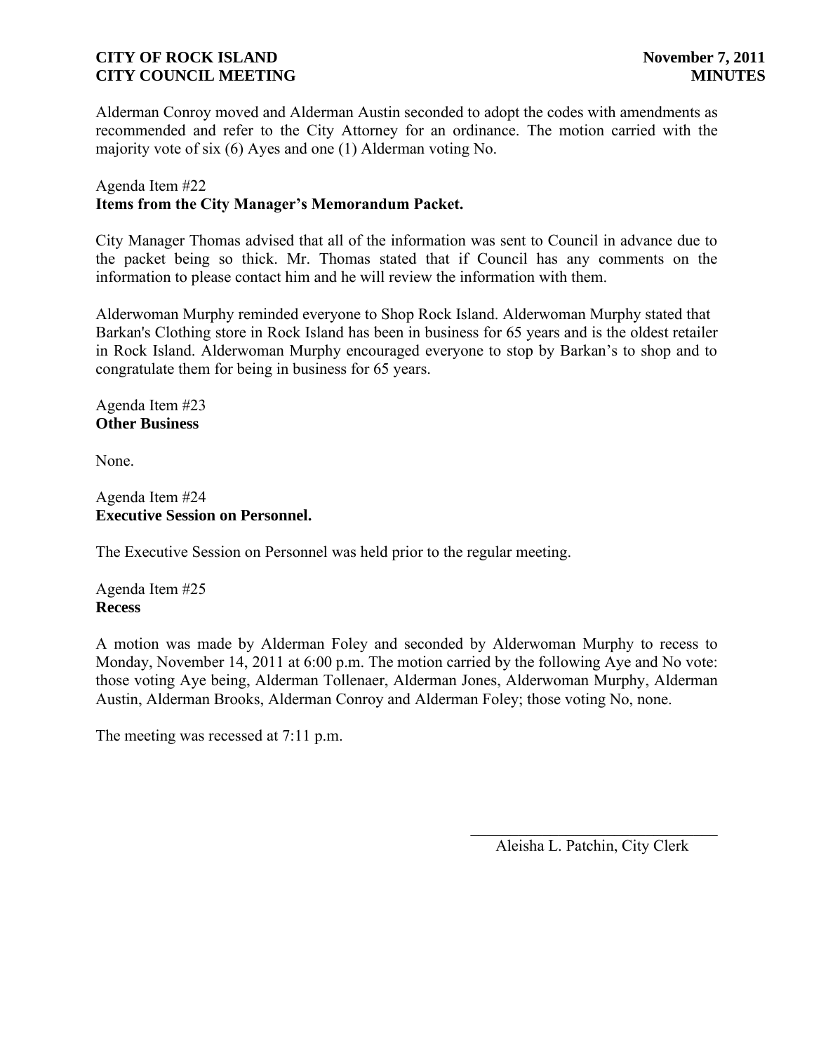Alderman Conroy moved and Alderman Austin seconded to adopt the codes with amendments as recommended and refer to the City Attorney for an ordinance. The motion carried with the majority vote of six (6) Ayes and one (1) Alderman voting No.

Agenda Item #22
**Items from the City Manager's Memorandum Packet.**

City Manager Thomas advised that all of the information was sent to Council in advance due to the packet being so thick. Mr. Thomas stated that if Council has any comments on the information to please contact him and he will review the information with them.

Alderwoman Murphy reminded everyone to Shop Rock Island. Alderwoman Murphy stated that Barkan's Clothing store in Rock Island has been in business for 65 years and is the oldest retailer in Rock Island. Alderwoman Murphy encouraged everyone to stop by Barkan's to shop and to congratulate them for being in business for 65 years.

Agenda Item #23
**Other Business**

None.

Agenda Item #24
**Executive Session on Personnel.**

The Executive Session on Personnel was held prior to the regular meeting.

Agenda Item #25
**Recess**

A motion was made by Alderman Foley and seconded by Alderwoman Murphy to recess to Monday, November 14, 2011 at 6:00 p.m. The motion carried by the following Aye and No vote: those voting Aye being, Alderman Tollenaer, Alderman Jones, Alderwoman Murphy, Alderman Austin, Alderman Brooks, Alderman Conroy and Alderman Foley; those voting No, none.

The meeting was recessed at 7:11 p.m.

\_\_\_\_\_\_\_\_\_\_\_\_\_\_\_\_\_\_\_\_\_\_\_\_\_\_\_\_\_\_

Aleisha L. Patchin, City Clerk